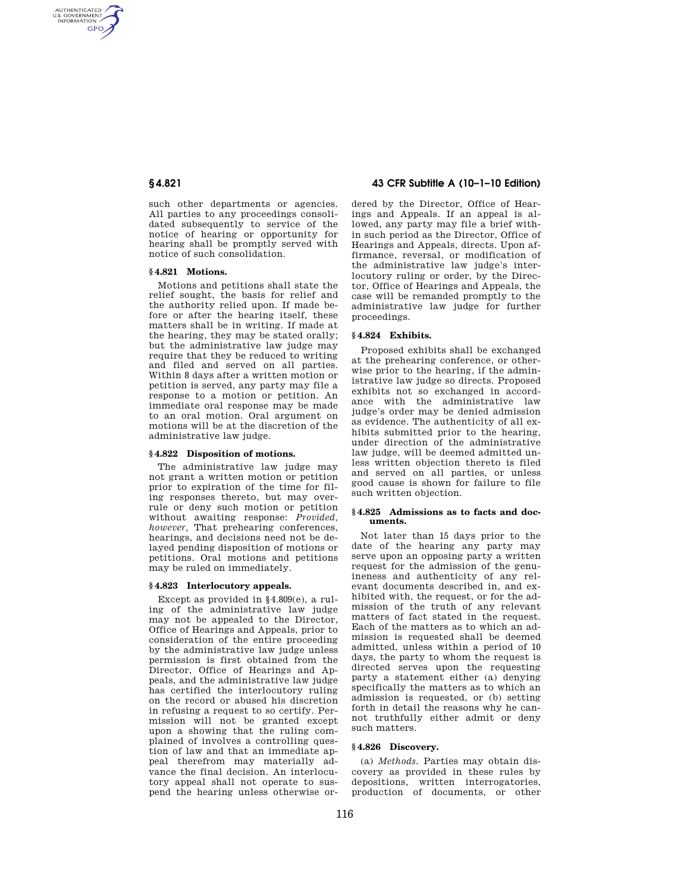such other departments or agencies. All parties to any proceedings consolidated subsequently to service of the notice of hearing or opportunity for hearing shall be promptly served with notice of such consolidation.

### § 4.821 Motions.

Motions and petitions shall state the relief sought, the basis for relief and the authority relied upon. If made before or after the hearing itself, these matters shall be in writing. If made at the hearing, they may be stated orally; but the administrative law judge may require that they be reduced to writing and filed and served on all parties. Within 8 days after a written motion or petition is served, any party may file a response to a motion or petition. An immediate oral response may be made to an oral motion. Oral argument on motions will be at the discretion of the administrative law judge.

### § 4.822 Disposition of motions.

The administrative law judge may not grant a written motion or petition prior to expiration of the time for filing responses thereto, but may overrule or deny such motion or petition without awaiting response: *Provided, however,* That prehearing conferences, hearings, and decisions need not be delayed pending disposition of motions or petitions. Oral motions and petitions may be ruled on immediately.

### § 4.823 Interlocutory appeals.

Except as provided in §4.809(e), a ruling of the administrative law judge may not be appealed to the Director, Office of Hearings and Appeals, prior to consideration of the entire proceeding by the administrative law judge unless permission is first obtained from the Director, Office of Hearings and Appeals, and the administrative law judge has certified the interlocutory ruling on the record or abused his discretion in refusing a request to so certify. Permission will not be granted except upon a showing that the ruling complained of involves a controlling question of law and that an immediate appeal therefrom may materially advance the final decision. An interlocutory appeal shall not operate to suspend the hearing unless otherwise ordered by the Director, Office of Hearings and Appeals. If an appeal is allowed, any party may file a brief within such period as the Director, Office of Hearings and Appeals, directs. Upon affirmance, reversal, or modification of the administrative law judge's interlocutory ruling or order, by the Director, Office of Hearings and Appeals, the case will be remanded promptly to the administrative law judge for further proceedings.

### § 4.824 Exhibits.

Proposed exhibits shall be exchanged at the prehearing conference, or otherwise prior to the hearing, if the administrative law judge so directs. Proposed exhibits not so exchanged in accordance with the administrative law judge's order may be denied admission as evidence. The authenticity of all exhibits submitted prior to the hearing, under direction of the administrative law judge, will be deemed admitted unless written objection thereto is filed and served on all parties, or unless good cause is shown for failure to file such written objection.

### § 4.825 Admissions as to facts and documents.

Not later than 15 days prior to the date of the hearing any party may serve upon an opposing party a written request for the admission of the genuineness and authenticity of any relevant documents described in, and exhibited with, the request, or for the admission of the truth of any relevant matters of fact stated in the request. Each of the matters as to which an admission is requested shall be deemed admitted, unless within a period of 10 days, the party to whom the request is directed serves upon the requesting party a statement either (a) denying specifically the matters as to which an admission is requested, or (b) setting forth in detail the reasons why he cannot truthfully either admit or deny such matters.

### § 4.826 Discovery.

(a) *Methods.* Parties may obtain discovery as provided in these rules by depositions, written interrogatories, production of documents, or other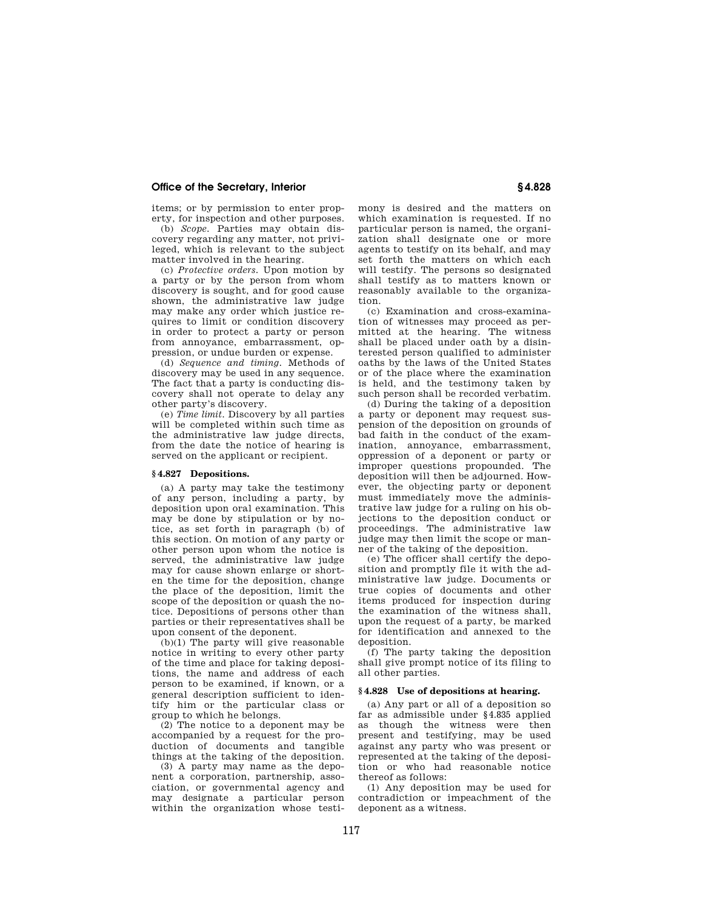items; or by permission to enter property, for inspection and other purposes.

(b) *Scope.* Parties may obtain discovery regarding any matter, not privileged, which is relevant to the subject matter involved in the hearing.

(c) *Protective orders.* Upon motion by a party or by the person from whom discovery is sought, and for good cause shown, the administrative law judge may make any order which justice requires to limit or condition discovery in order to protect a party or person from annoyance, embarrassment, oppression, or undue burden or expense.

(d) *Sequence and timing.* Methods of discovery may be used in any sequence. The fact that a party is conducting discovery shall not operate to delay any other party's discovery.

(e) *Time limit.* Discovery by all parties will be completed within such time as the administrative law judge directs, from the date the notice of hearing is served on the applicant or recipient.

## § 4.827 Depositions.

(a) A party may take the testimony of any person, including a party, by deposition upon oral examination. This may be done by stipulation or by notice, as set forth in paragraph (b) of this section. On motion of any party or other person upon whom the notice is served, the administrative law judge may for cause shown enlarge or shorten the time for the deposition, change the place of the deposition, limit the scope of the deposition or quash the notice. Depositions of persons other than parties or their representatives shall be upon consent of the deponent.

(b)(1) The party will give reasonable notice in writing to every other party of the time and place for taking depositions, the name and address of each person to be examined, if known, or a general description sufficient to identify him or the particular class or group to which he belongs.

(2) The notice to a deponent may be accompanied by a request for the production of documents and tangible things at the taking of the deposition.

(3) A party may name as the deponent a corporation, partnership, association, or governmental agency and may designate a particular person within the organization whose testimony is desired and the matters on which examination is requested. If no particular person is named, the organization shall designate one or more agents to testify on its behalf, and may set forth the matters on which each will testify. The persons so designated shall testify as to matters known or reasonably available to the organization.

(c) Examination and cross-examination of witnesses may proceed as permitted at the hearing. The witness shall be placed under oath by a disinterested person qualified to administer oaths by the laws of the United States or of the place where the examination is held, and the testimony taken by such person shall be recorded verbatim.

(d) During the taking of a deposition a party or deponent may request suspension of the deposition on grounds of bad faith in the conduct of the examination, annoyance, embarrassment, oppression of a deponent or party or improper questions propounded. The deposition will then be adjourned. However, the objecting party or deponent must immediately move the administrative law judge for a ruling on his objections to the deposition conduct or proceedings. The administrative law judge may then limit the scope or manner of the taking of the deposition.

(e) The officer shall certify the deposition and promptly file it with the administrative law judge. Documents or true copies of documents and other items produced for inspection during the examination of the witness shall, upon the request of a party, be marked for identification and annexed to the deposition.

(f) The party taking the deposition shall give prompt notice of its filing to all other parties.

## § 4.828 Use of depositions at hearing.

(a) Any part or all of a deposition so far as admissible under § 4.835 applied as though the witness were then present and testifying, may be used against any party who was present or represented at the taking of the deposition or who had reasonable notice thereof as follows:

(1) Any deposition may be used for contradiction or impeachment of the deponent as a witness.